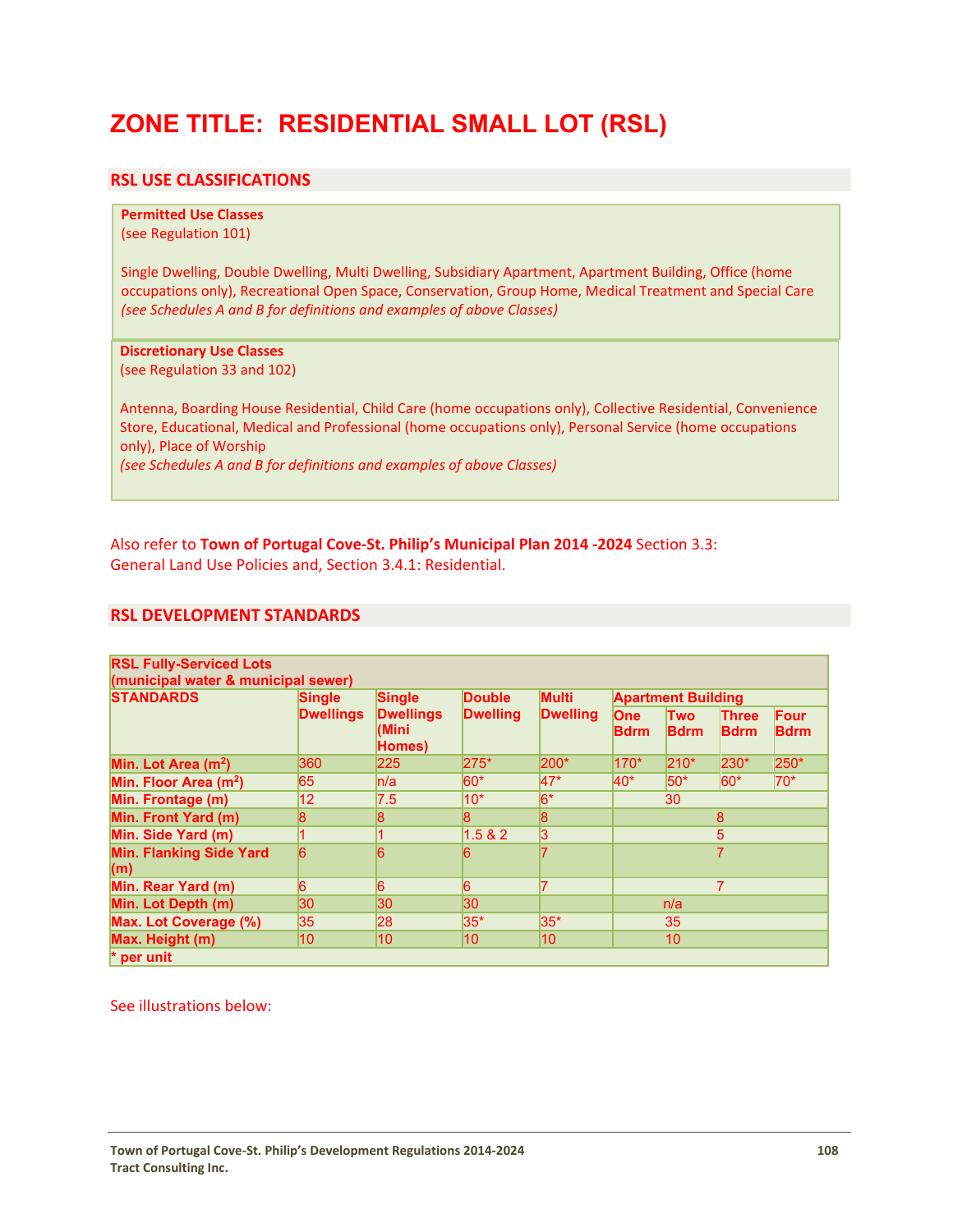# ZONE TITLE: RESIDENTIAL SMALL LOT (RSL)

## RSL USE CLASSIFICATIONS

**Permitted Use Classes**
(see Regulation 101)

Single Dwelling, Double Dwelling, Multi Dwelling, Subsidiary Apartment, Apartment Building, Office (home occupations only), Recreational Open Space, Conservation, Group Home, Medical Treatment and Special Care
*(see Schedules A and B for definitions and examples of above Classes)*

**Discretionary Use Classes**
(see Regulation 33 and 102)

Antenna, Boarding House Residential, Child Care (home occupations only), Collective Residential, Convenience Store, Educational, Medical and Professional (home occupations only), Personal Service (home occupations only), Place of Worship
*(see Schedules A and B for definitions and examples of above Classes)*

Also refer to **Town of Portugal Cove-St. Philip's Municipal Plan 2014 -2024** Section 3.3: General Land Use Policies and, Section 3.4.1: Residential.

## RSL DEVELOPMENT STANDARDS

| RSL Fully-Serviced Lots (municipal water & municipal sewer) | | | | | | | | |
|---|---|---|---|---|---|---|---|---|
| **STANDARDS** | **Single Dwellings** | **Single Dwellings (Mini Homes)** | **Double Dwelling** | **Multi Dwelling** | **Apartment Building** | | | |
| | | | | | **One Bdrm** | **Two Bdrm** | **Three Bdrm** | **Four Bdrm** |
| **Min. Lot Area ($m^2$)** | 360 | 225 | 275* | 200* | 170* | 210* | 230* | 250* |
| **Min. Floor Area ($m^2$)** | 65 | n/a | 60* | 47* | 40* | 50* | 60* | 70* |
| **Min. Frontage (m)** | 12 | 7.5 | 10* | 6* | 30 | | | |
| **Min. Front Yard (m)** | 8 | 8 | 8 | 8 | 8 | | | |
| **Min. Side Yard (m)** | 1 | 1 | 1.5 & 2 | 3 | 5 | | | |
| **Min. Flanking Side Yard (m)** | 6 | 6 | 6 | 7 | 7 | | | |
| **Min. Rear Yard (m)** | 6 | 6 | 6 | 7 | 7 | | | |
| **Min. Lot Depth (m)** | 30 | 30 | 30 | | n/a | | | |
| **Max. Lot Coverage (%)** | 35 | 28 | 35* | 35* | 35 | | | |
| **Max. Height (m)** | 10 | 10 | 10 | 10 | 10 | | | |
| *** per unit** | | | | | | | | |

See illustrations below: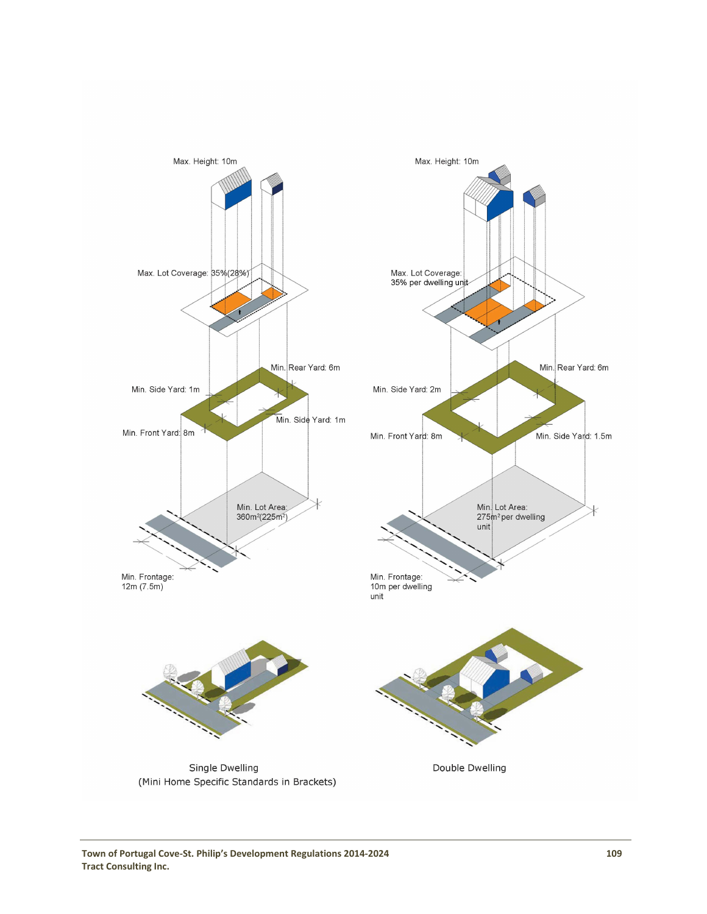Max. Height: 10m

Max. Lot Coverage: 35%(28%)

Min. Rear Yard: 6m

Min. Side Yard: 1m

Min. Side Yard: 1m

Min. Front Yard: 8m

Min. Lot Area: 360m²(225m²)

Min. Frontage: 12m (7.5m)

Single Dwelling
(Mini Home Specific Standards in Brackets)

Max. Height: 10m

Max. Lot Coverage: 35% per dwelling unit

Min. Rear Yard: 6m

Min. Side Yard: 2m

Min. Front Yard: 8m

Min. Side Yard: 1.5m

Min. Lot Area: 275m² per dwelling unit

Min. Frontage: 10m per dwelling unit

Double Dwelling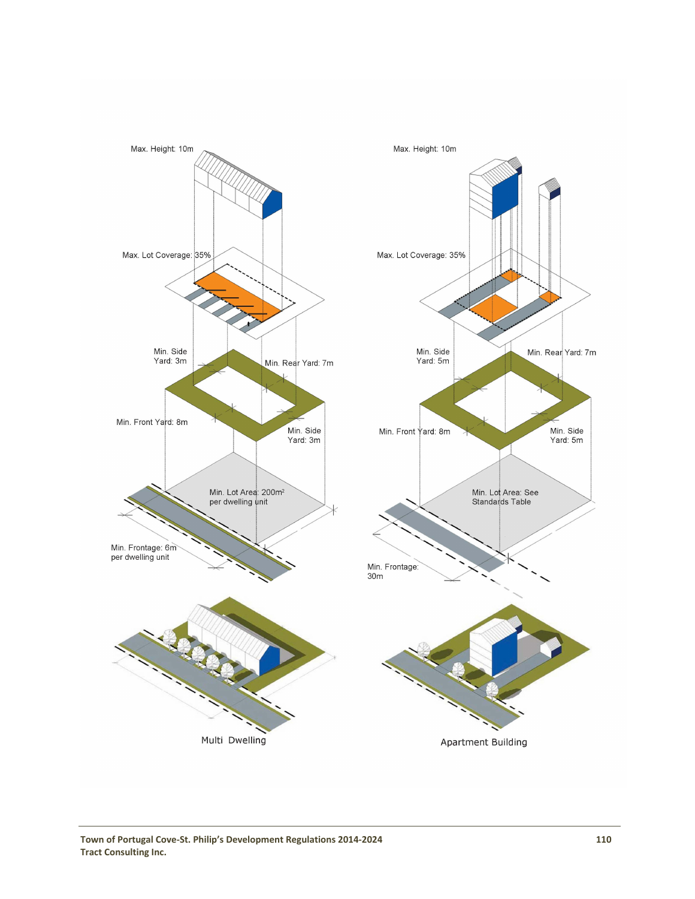Max. Height: 10m

Max. Lot Coverage: 35%

Min. Side Yard: 3m

Min. Rear Yard: 7m

Min. Front Yard: 8m

Min. Side Yard: 3m

Min. Lot Area: 200m² per dwelling unit

Min. Frontage: 6m per dwelling unit

Multi Dwelling

Max. Height: 10m

Max. Lot Coverage: 35%

Min. Side Yard: 5m

Min. Rear Yard: 7m

Min. Front Yard: 8m

Min. Side Yard: 5m

Min. Lot Area: See Standards Table

Min. Frontage: 30m

Apartment Building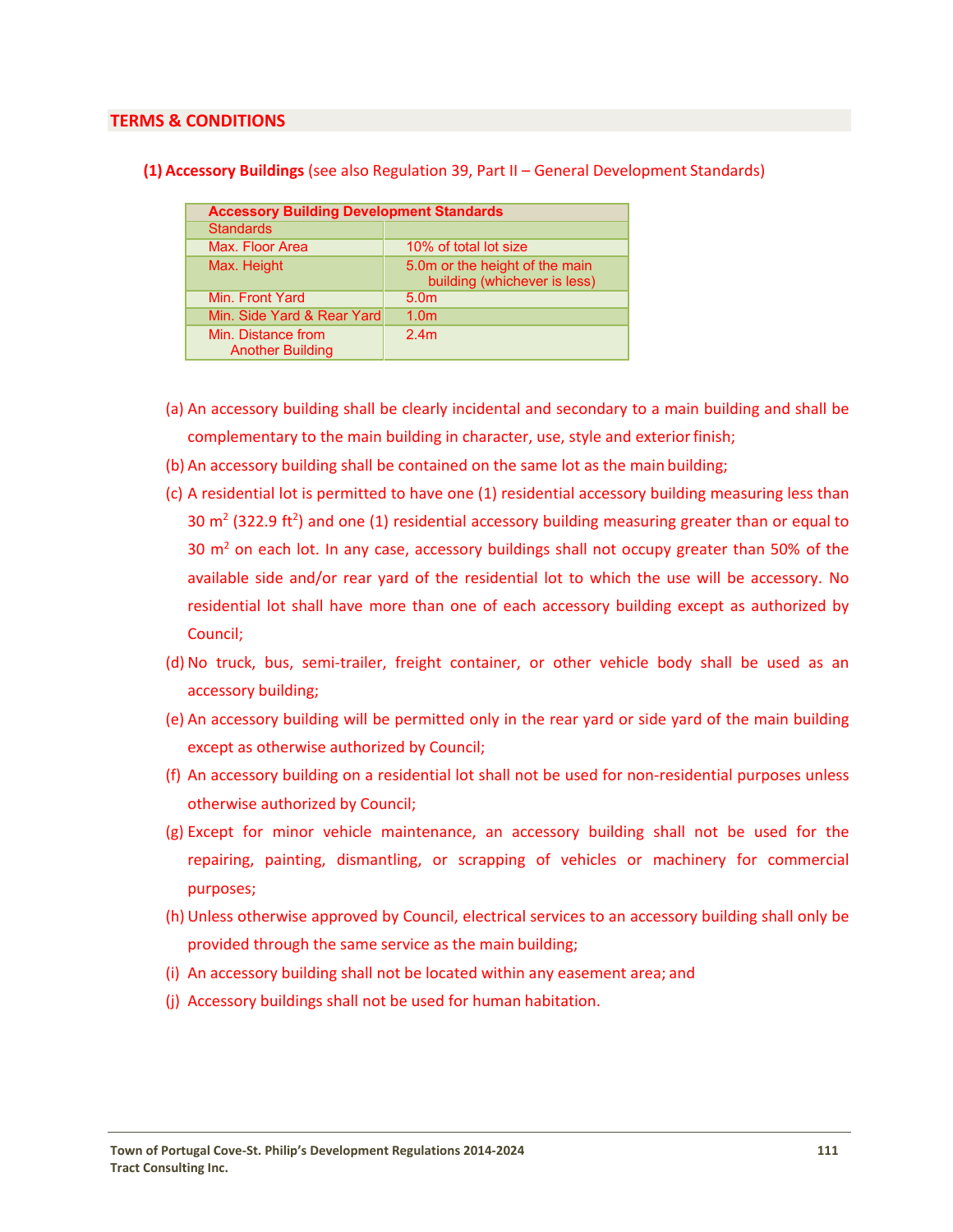## TERMS & CONDITIONS

**(1) Accessory Buildings** (see also Regulation 39, Part II – General Development Standards)

| Accessory Building Development Standards | |
|---|---|
| Standards | |
| Max. Floor Area | 10% of total lot size |
| Max. Height | 5.0m or the height of the main building (whichever is less) |
| Min. Front Yard | 5.0m |
| Min. Side Yard & Rear Yard | 1.0m |
| Min. Distance from Another Building | 2.4m |

(a) An accessory building shall be clearly incidental and secondary to a main building and shall be complementary to the main building in character, use, style and exterior finish;

(b) An accessory building shall be contained on the same lot as the main building;

(c) A residential lot is permitted to have one (1) residential accessory building measuring less than 30 $m^2$ (322.9 $ft^2$) and one (1) residential accessory building measuring greater than or equal to 30 $m^2$ on each lot. In any case, accessory buildings shall not occupy greater than 50% of the available side and/or rear yard of the residential lot to which the use will be accessory. No residential lot shall have more than one of each accessory building except as authorized by Council;

(d) No truck, bus, semi-trailer, freight container, or other vehicle body shall be used as an accessory building;

(e) An accessory building will be permitted only in the rear yard or side yard of the main building except as otherwise authorized by Council;

(f) An accessory building on a residential lot shall not be used for non-residential purposes unless otherwise authorized by Council;

(g) Except for minor vehicle maintenance, an accessory building shall not be used for the repairing, painting, dismantling, or scrapping of vehicles or machinery for commercial purposes;

(h) Unless otherwise approved by Council, electrical services to an accessory building shall only be provided through the same service as the main building;

(i) An accessory building shall not be located within any easement area; and

(j) Accessory buildings shall not be used for human habitation.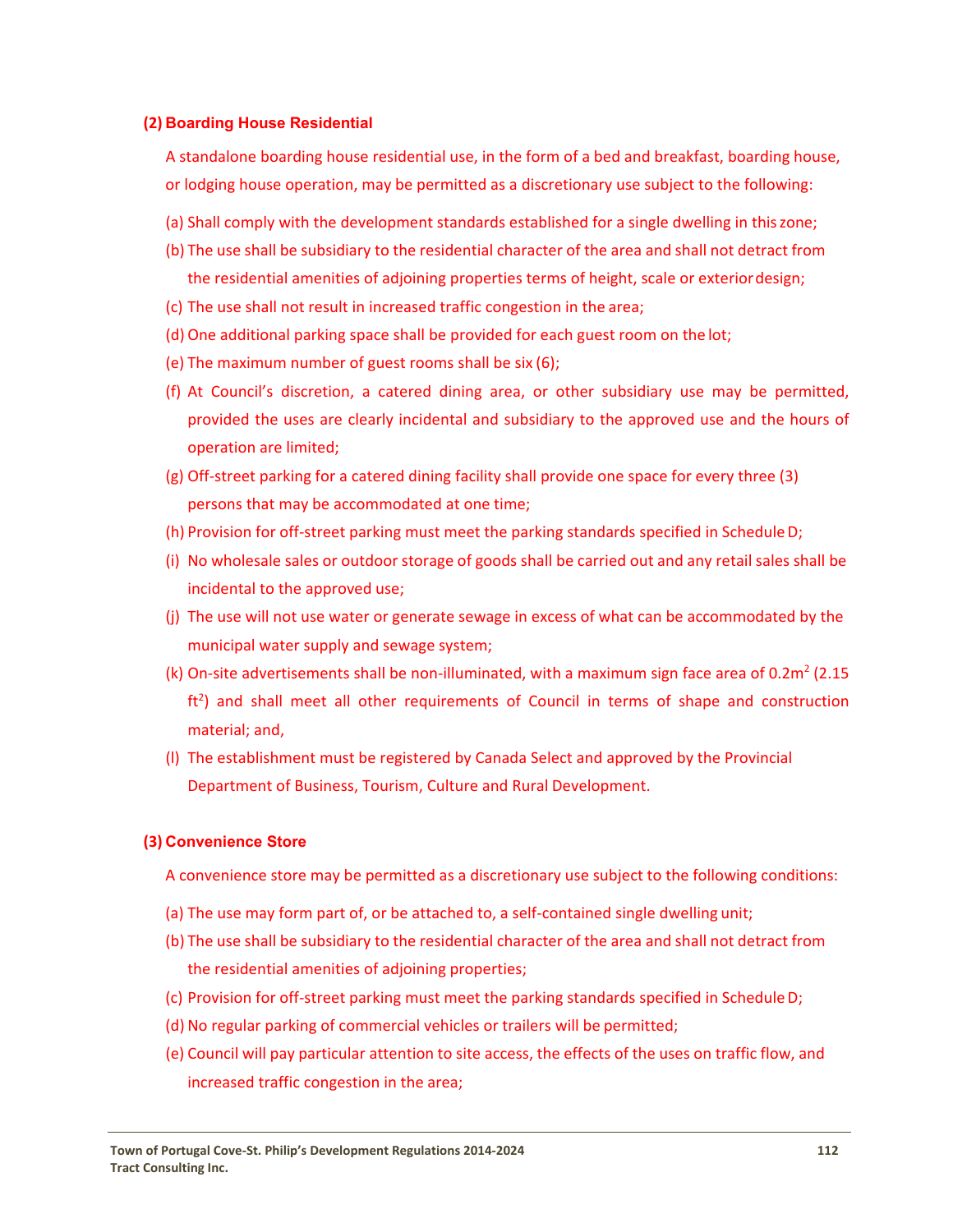### (2) Boarding House Residential

A standalone boarding house residential use, in the form of a bed and breakfast, boarding house, or lodging house operation, may be permitted as a discretionary use subject to the following:

(a) Shall comply with the development standards established for a single dwelling in this zone;

(b) The use shall be subsidiary to the residential character of the area and shall not detract from the residential amenities of adjoining properties terms of height, scale or exterior design;

(c) The use shall not result in increased traffic congestion in the area;

(d) One additional parking space shall be provided for each guest room on the lot;

(e) The maximum number of guest rooms shall be six (6);

(f) At Council's discretion, a catered dining area, or other subsidiary use may be permitted, provided the uses are clearly incidental and subsidiary to the approved use and the hours of operation are limited;

(g) Off-street parking for a catered dining facility shall provide one space for every three (3) persons that may be accommodated at one time;

(h) Provision for off-street parking must meet the parking standards specified in Schedule D;

(i) No wholesale sales or outdoor storage of goods shall be carried out and any retail sales shall be incidental to the approved use;

(j) The use will not use water or generate sewage in excess of what can be accommodated by the municipal water supply and sewage system;

(k) On-site advertisements shall be non-illuminated, with a maximum sign face area of $0.2m^2$ ($2.15 ft^2$) and shall meet all other requirements of Council in terms of shape and construction material; and,

(l) The establishment must be registered by Canada Select and approved by the Provincial Department of Business, Tourism, Culture and Rural Development.

### (3) Convenience Store

A convenience store may be permitted as a discretionary use subject to the following conditions:

(a) The use may form part of, or be attached to, a self-contained single dwelling unit;

(b) The use shall be subsidiary to the residential character of the area and shall not detract from the residential amenities of adjoining properties;

(c) Provision for off-street parking must meet the parking standards specified in Schedule D;

(d) No regular parking of commercial vehicles or trailers will be permitted;

(e) Council will pay particular attention to site access, the effects of the uses on traffic flow, and increased traffic congestion in the area;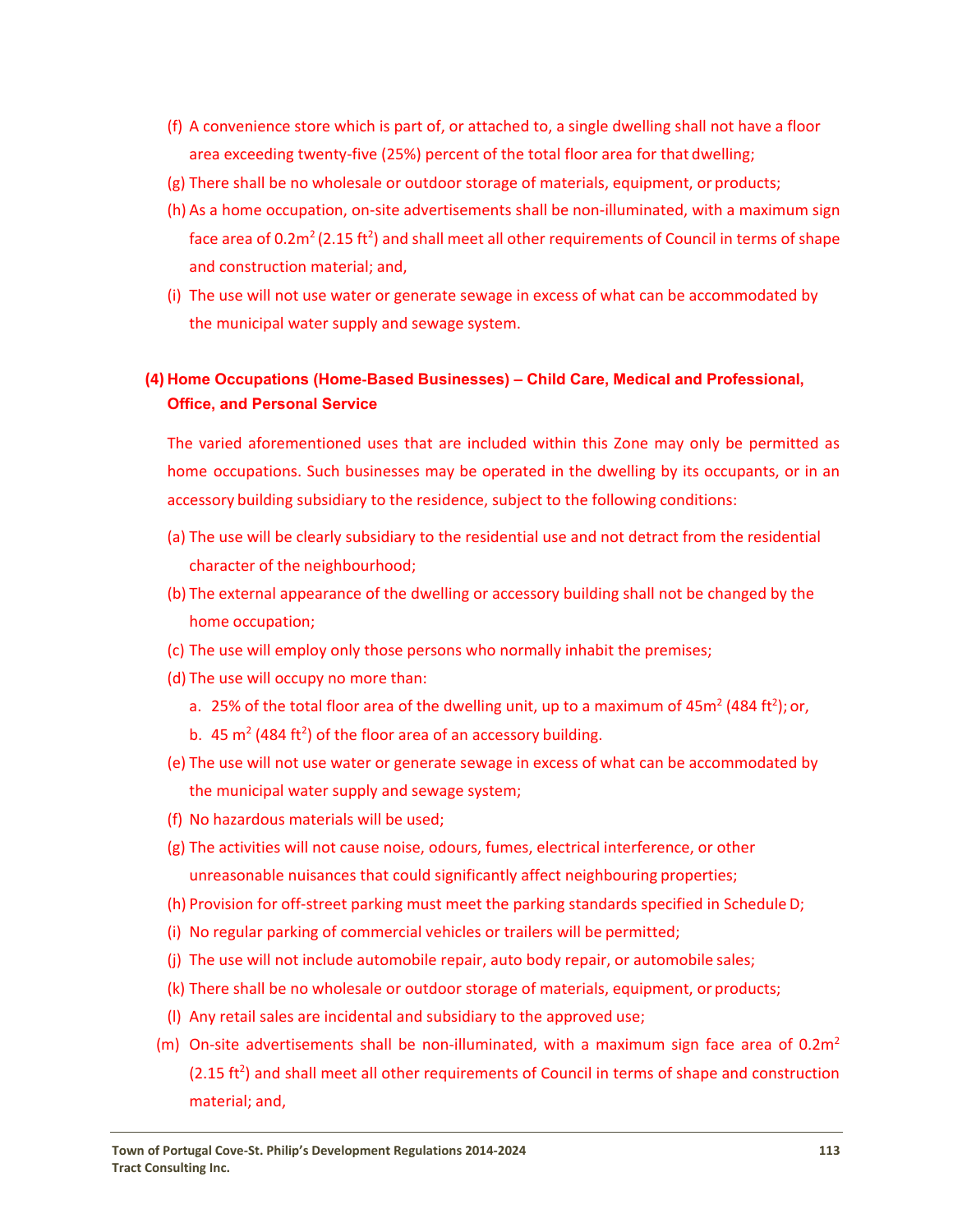(f) A convenience store which is part of, or attached to, a single dwelling shall not have a floor area exceeding twenty-five (25%) percent of the total floor area for that dwelling;

(g) There shall be no wholesale or outdoor storage of materials, equipment, or products;

(h) As a home occupation, on-site advertisements shall be non-illuminated, with a maximum sign face area of $0.2m^2$ ($2.15 ft^2$) and shall meet all other requirements of Council in terms of shape and construction material; and,

(i) The use will not use water or generate sewage in excess of what can be accommodated by the municipal water supply and sewage system.

**(4) Home Occupations (Home-Based Businesses) – Child Care, Medical and Professional, Office, and Personal Service**

The varied aforementioned uses that are included within this Zone may only be permitted as home occupations. Such businesses may be operated in the dwelling by its occupants, or in an accessory building subsidiary to the residence, subject to the following conditions:

(a) The use will be clearly subsidiary to the residential use and not detract from the residential character of the neighbourhood;

(b) The external appearance of the dwelling or accessory building shall not be changed by the home occupation;

(c) The use will employ only those persons who normally inhabit the premises;

(d) The use will occupy no more than:

   a. 25% of the total floor area of the dwelling unit, up to a maximum of $45m^2$ ($484 ft^2$); or,

   b. $45 m^2$ ($484 ft^2$) of the floor area of an accessory building.

(e) The use will not use water or generate sewage in excess of what can be accommodated by the municipal water supply and sewage system;

(f) No hazardous materials will be used;

(g) The activities will not cause noise, odours, fumes, electrical interference, or other unreasonable nuisances that could significantly affect neighbouring properties;

(h) Provision for off-street parking must meet the parking standards specified in Schedule D;

(i) No regular parking of commercial vehicles or trailers will be permitted;

(j) The use will not include automobile repair, auto body repair, or automobile sales;

(k) There shall be no wholesale or outdoor storage of materials, equipment, or products;

(l) Any retail sales are incidental and subsidiary to the approved use;

(m) On-site advertisements shall be non-illuminated, with a maximum sign face area of $0.2m^2$ ($2.15 ft^2$) and shall meet all other requirements of Council in terms of shape and construction material; and,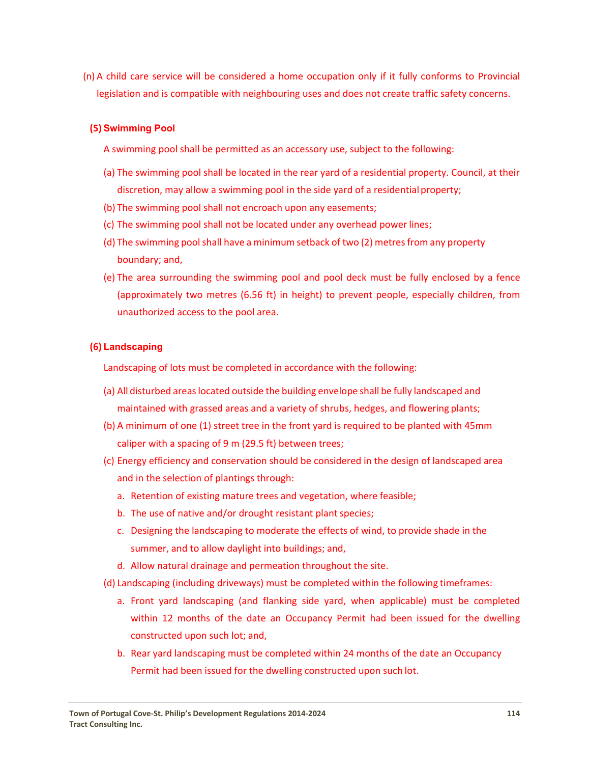(n) A child care service will be considered a home occupation only if it fully conforms to Provincial legislation and is compatible with neighbouring uses and does not create traffic safety concerns.

### (5) Swimming Pool

A swimming pool shall be permitted as an accessory use, subject to the following:

(a) The swimming pool shall be located in the rear yard of a residential property. Council, at their discretion, may allow a swimming pool in the side yard of a residential property;

(b) The swimming pool shall not encroach upon any easements;

(c) The swimming pool shall not be located under any overhead power lines;

(d) The swimming pool shall have a minimum setback of two (2) metres from any property boundary; and,

(e) The area surrounding the swimming pool and pool deck must be fully enclosed by a fence (approximately two metres (6.56 ft) in height) to prevent people, especially children, from unauthorized access to the pool area.

### (6) Landscaping

Landscaping of lots must be completed in accordance with the following:

(a) All disturbed areas located outside the building envelope shall be fully landscaped and maintained with grassed areas and a variety of shrubs, hedges, and flowering plants;

(b) A minimum of one (1) street tree in the front yard is required to be planted with 45mm caliper with a spacing of 9 m (29.5 ft) between trees;

(c) Energy efficiency and conservation should be considered in the design of landscaped area and in the selection of plantings through:

  a. Retention of existing mature trees and vegetation, where feasible;

  b. The use of native and/or drought resistant plant species;

  c. Designing the landscaping to moderate the effects of wind, to provide shade in the summer, and to allow daylight into buildings; and,

  d. Allow natural drainage and permeation throughout the site.

(d) Landscaping (including driveways) must be completed within the following timeframes:

  a. Front yard landscaping (and flanking side yard, when applicable) must be completed within 12 months of the date an Occupancy Permit had been issued for the dwelling constructed upon such lot; and,

  b. Rear yard landscaping must be completed within 24 months of the date an Occupancy Permit had been issued for the dwelling constructed upon such lot.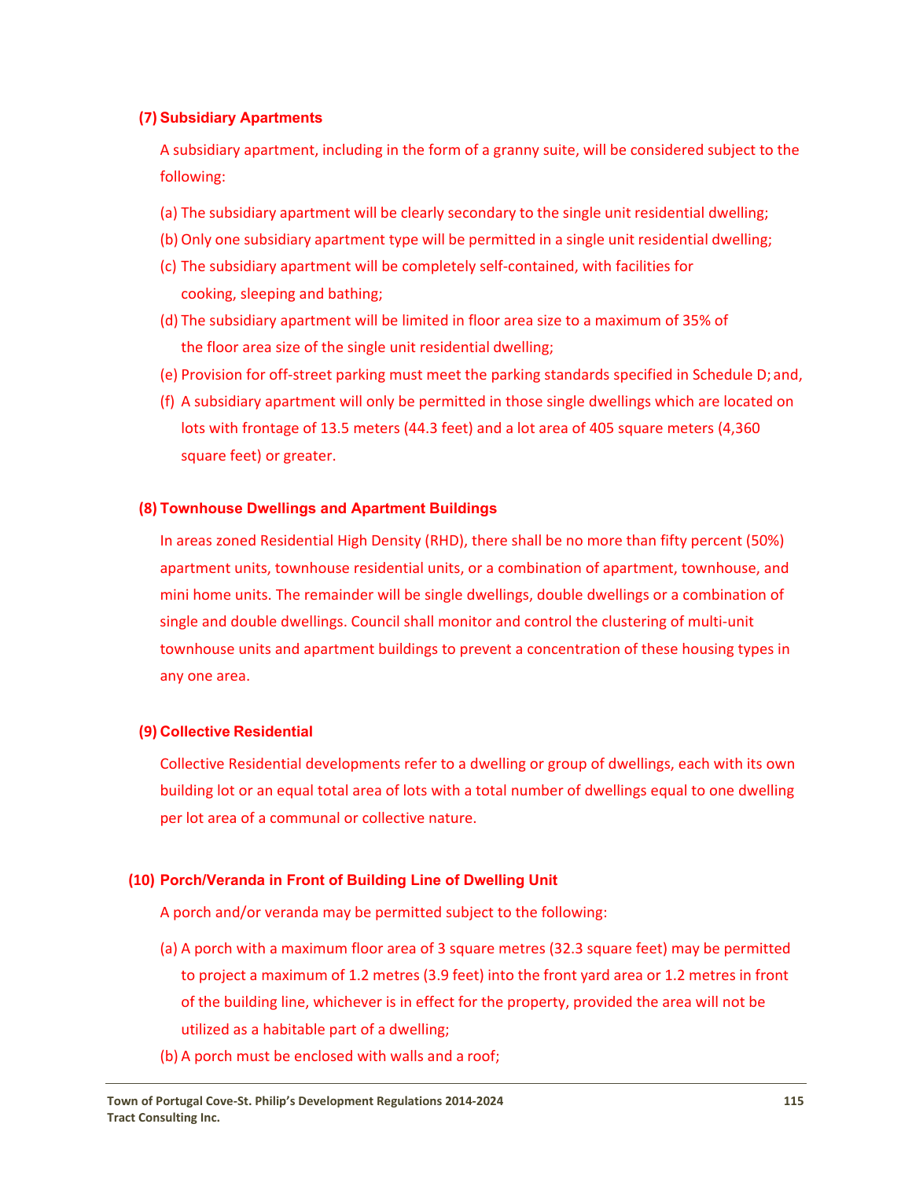### (7) Subsidiary Apartments

A subsidiary apartment, including in the form of a granny suite, will be considered subject to the following:

(a) The subsidiary apartment will be clearly secondary to the single unit residential dwelling;

(b) Only one subsidiary apartment type will be permitted in a single unit residential dwelling;

(c) The subsidiary apartment will be completely self-contained, with facilities for cooking, sleeping and bathing;

(d) The subsidiary apartment will be limited in floor area size to a maximum of 35% of the floor area size of the single unit residential dwelling;

(e) Provision for off-street parking must meet the parking standards specified in Schedule D; and,

(f) A subsidiary apartment will only be permitted in those single dwellings which are located on lots with frontage of 13.5 meters (44.3 feet) and a lot area of 405 square meters (4,360 square feet) or greater.

### (8) Townhouse Dwellings and Apartment Buildings

In areas zoned Residential High Density (RHD), there shall be no more than fifty percent (50%) apartment units, townhouse residential units, or a combination of apartment, townhouse, and mini home units. The remainder will be single dwellings, double dwellings or a combination of single and double dwellings. Council shall monitor and control the clustering of multi-unit townhouse units and apartment buildings to prevent a concentration of these housing types in any one area.

### (9) Collective Residential

Collective Residential developments refer to a dwelling or group of dwellings, each with its own building lot or an equal total area of lots with a total number of dwellings equal to one dwelling per lot area of a communal or collective nature.

### (10) Porch/Veranda in Front of Building Line of Dwelling Unit

A porch and/or veranda may be permitted subject to the following:

(a) A porch with a maximum floor area of 3 square metres (32.3 square feet) may be permitted to project a maximum of 1.2 metres (3.9 feet) into the front yard area or 1.2 metres in front of the building line, whichever is in effect for the property, provided the area will not be utilized as a habitable part of a dwelling;

(b) A porch must be enclosed with walls and a roof;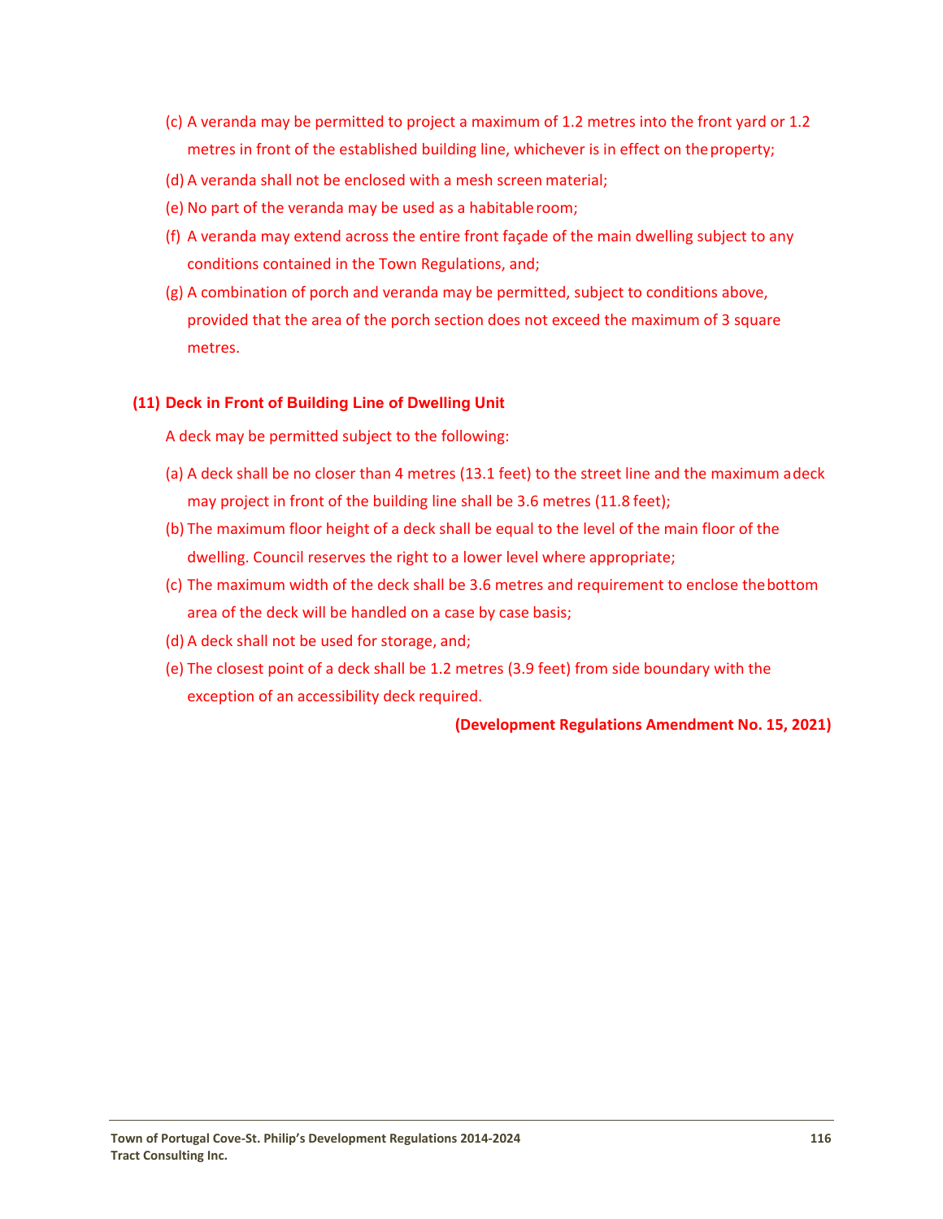(c) A veranda may be permitted to project a maximum of 1.2 metres into the front yard or 1.2 metres in front of the established building line, whichever is in effect on the property;

(d) A veranda shall not be enclosed with a mesh screen material;

(e) No part of the veranda may be used as a habitable room;

(f) A veranda may extend across the entire front façade of the main dwelling subject to any conditions contained in the Town Regulations, and;

(g) A combination of porch and veranda may be permitted, subject to conditions above, provided that the area of the porch section does not exceed the maximum of 3 square metres.

### (11) Deck in Front of Building Line of Dwelling Unit

A deck may be permitted subject to the following:

(a) A deck shall be no closer than 4 metres (13.1 feet) to the street line and the maximum a deck may project in front of the building line shall be 3.6 metres (11.8 feet);

(b) The maximum floor height of a deck shall be equal to the level of the main floor of the dwelling. Council reserves the right to a lower level where appropriate;

(c) The maximum width of the deck shall be 3.6 metres and requirement to enclose the bottom area of the deck will be handled on a case by case basis;

(d) A deck shall not be used for storage, and;

(e) The closest point of a deck shall be 1.2 metres (3.9 feet) from side boundary with the exception of an accessibility deck required.

**(Development Regulations Amendment No. 15, 2021)**